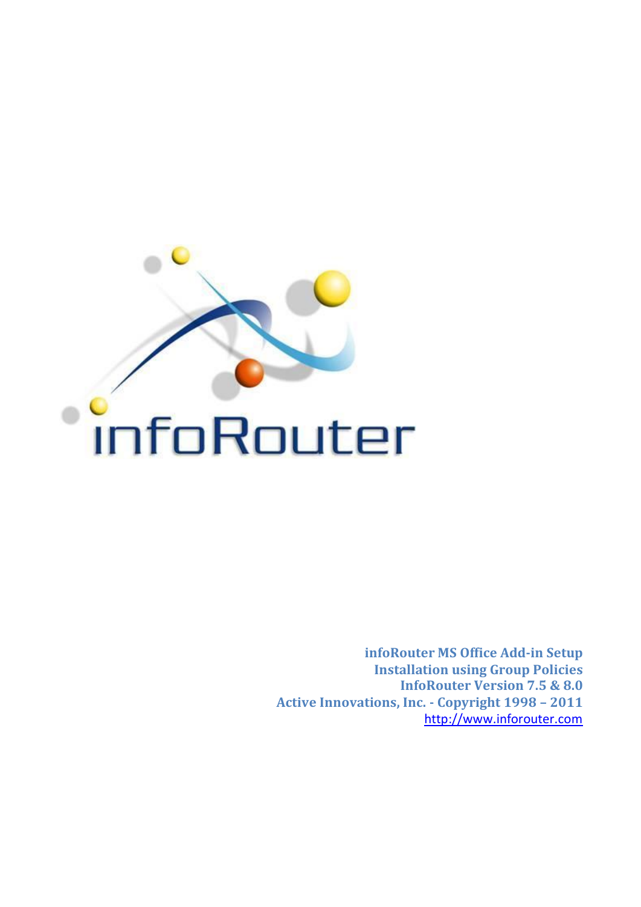infoRouter

**infoRouter MS Office Add-in Setup**
**Installation using Group Policies**
**InfoRouter Version 7.5 & 8.0**
**Active Innovations, Inc. - Copyright 1998 – 2011**
http://www.inforouter.com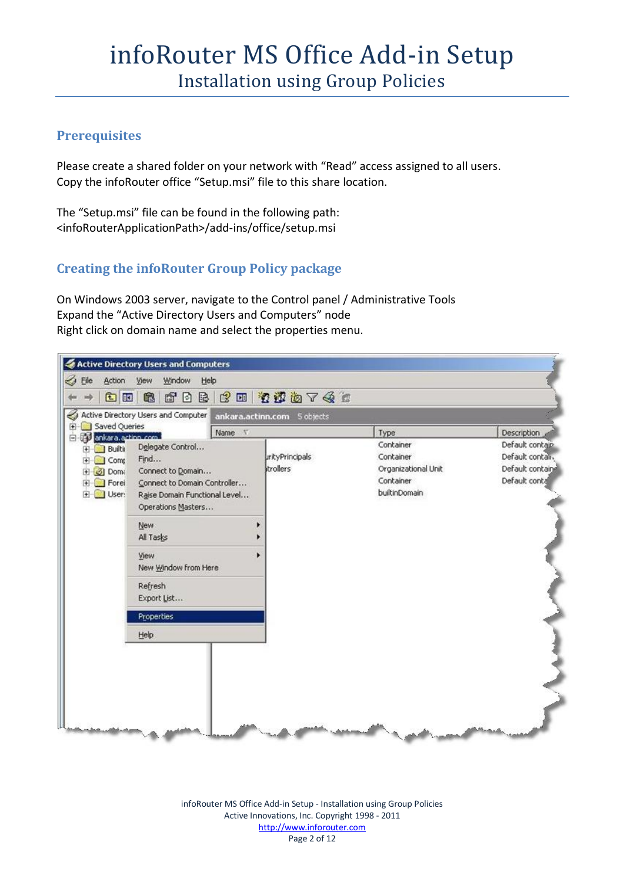# infoRouter MS Office Add-in Setup

## Installation using Group Policies

### Prerequisites

Please create a shared folder on your network with “Read” access assigned to all users. Copy the infoRouter office “Setup.msi” file to this share location.

The “Setup.msi” file can be found in the following path:
<infoRouterApplicationPath>/add-ins/office/setup.msi

### Creating the infoRouter Group Policy package

On Windows 2003 server, navigate to the Control panel / Administrative Tools
Expand the “Active Directory Users and Computers” node
Right click on domain name and select the properties menu.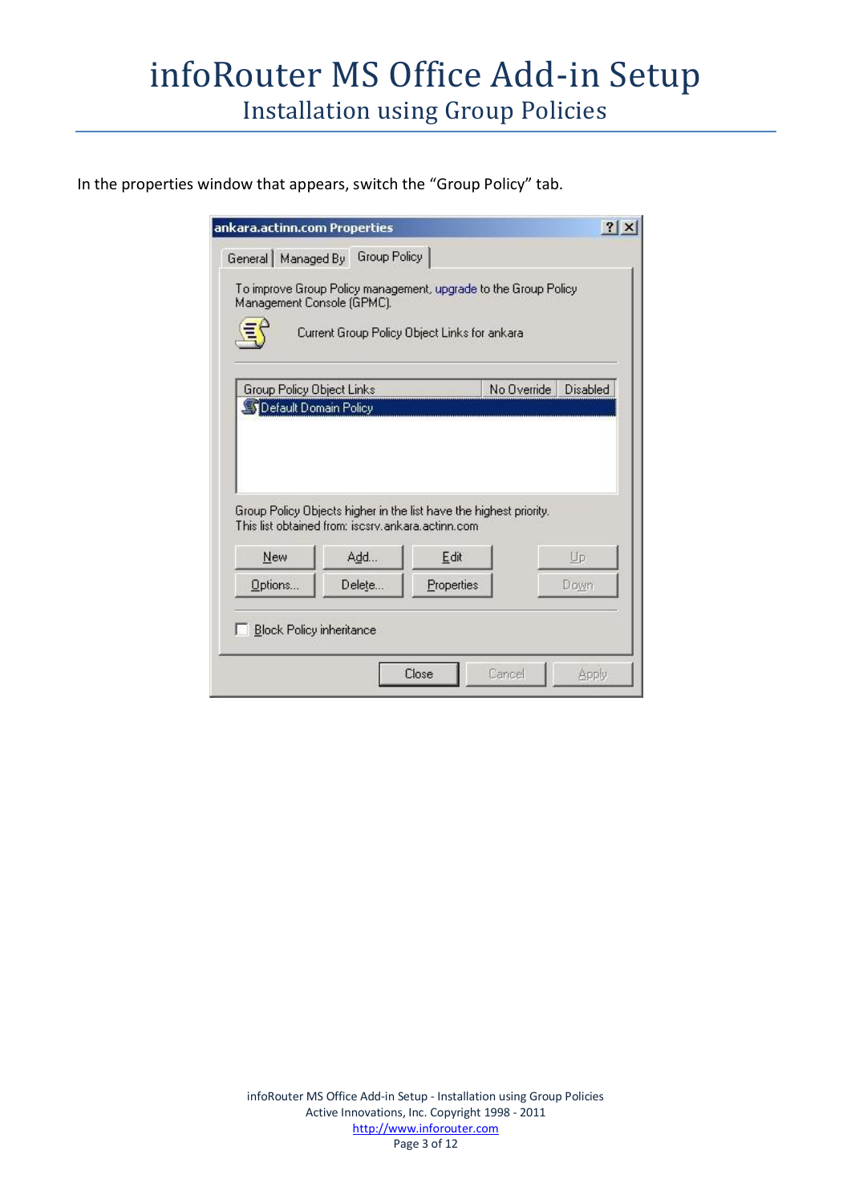In the properties window that appears, switch the “Group Policy” tab.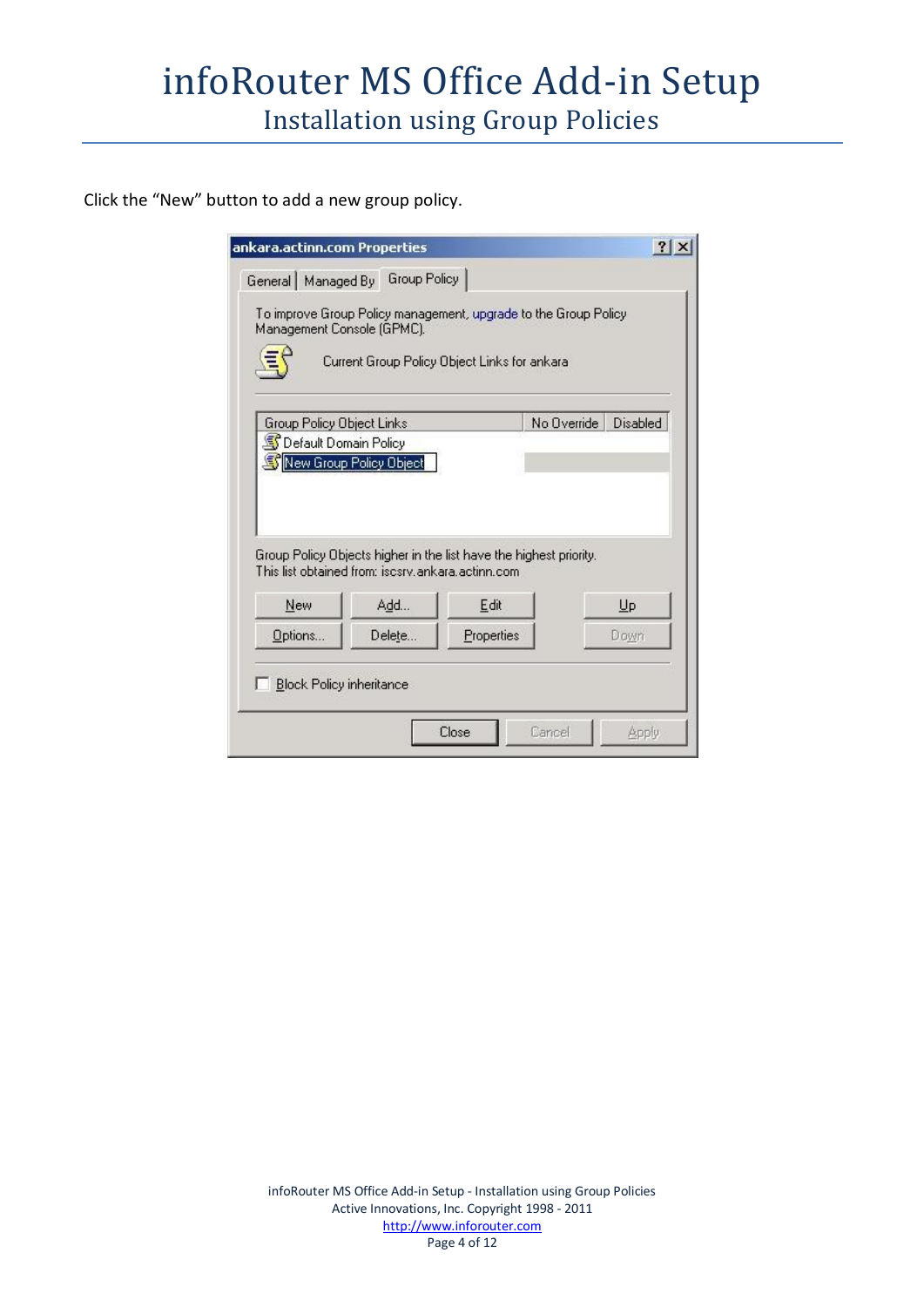Click the “New” button to add a new group policy.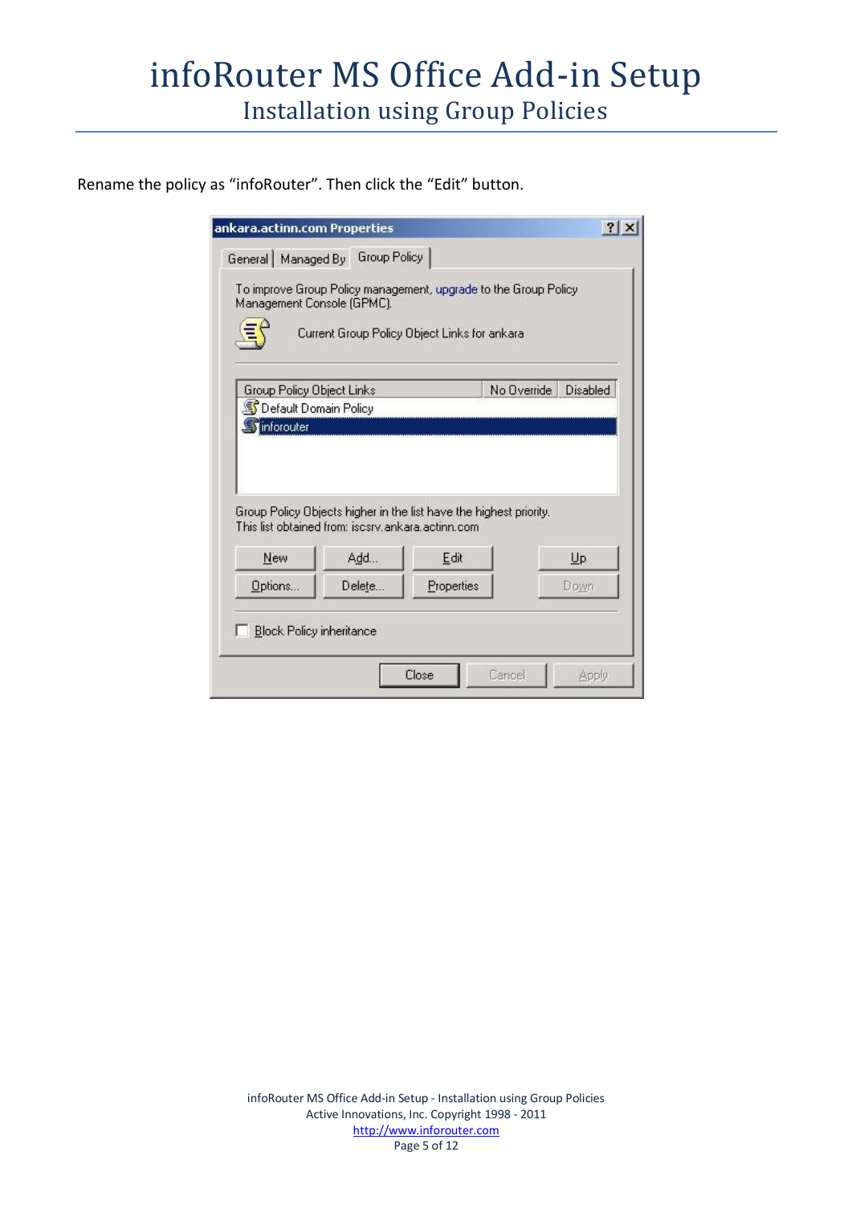Rename the policy as “infoRouter”. Then click the “Edit” button.

ankara.actinn.com Properties

General | Managed By | Group Policy

To improve Group Policy management, upgrade to the Group Policy Management Console (GPMC).

Current Group Policy Object Links for ankara

| Group Policy Object Links | No Override | Disabled |
|---|---|---|
| Default Domain Policy | | |
| inforouter | | |

Group Policy Objects higher in the list have the highest priority.
This list obtained from: iscsrv.ankara.actinn.com

New | Add... | Edit | Up
Options... | Delete... | Properties | Down

Block Policy inheritance

Close | Cancel | Apply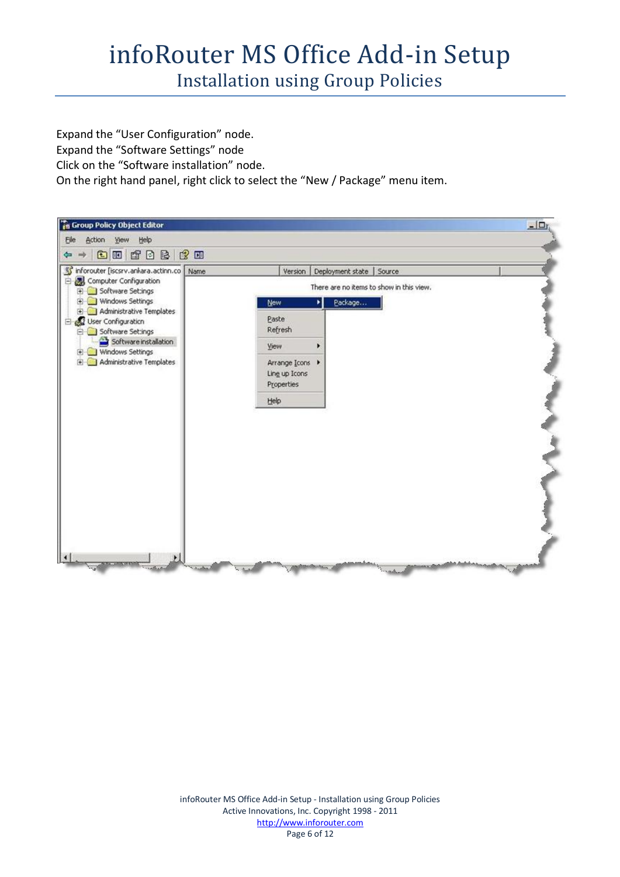Expand the “User Configuration” node.
Expand the “Software Settings” node
Click on the “Software installation” node.
On the right hand panel, right click to select the “New / Package” menu item.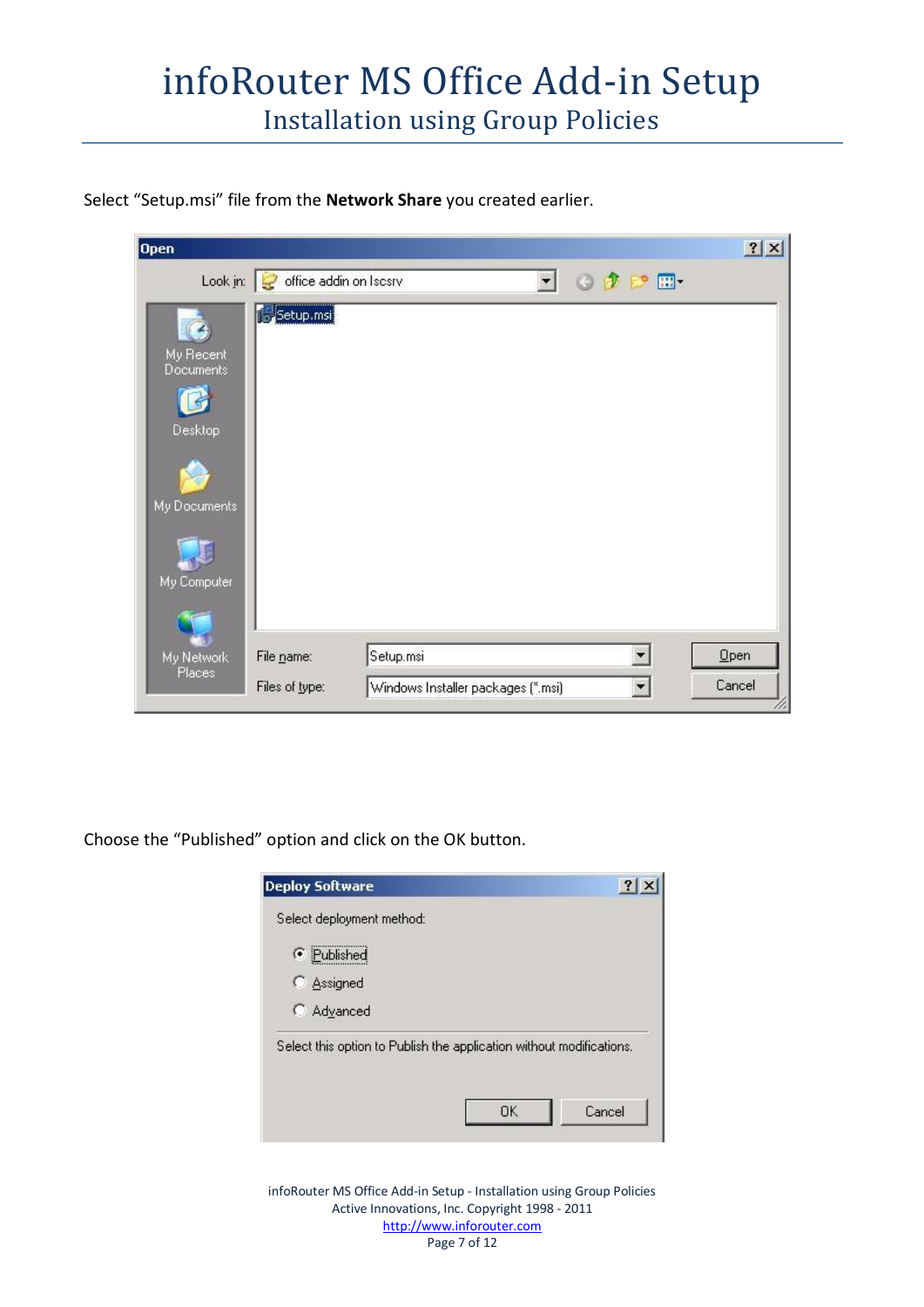Select “Setup.msi” file from the **Network Share** you created earlier.

Choose the “Published” option and click on the OK button.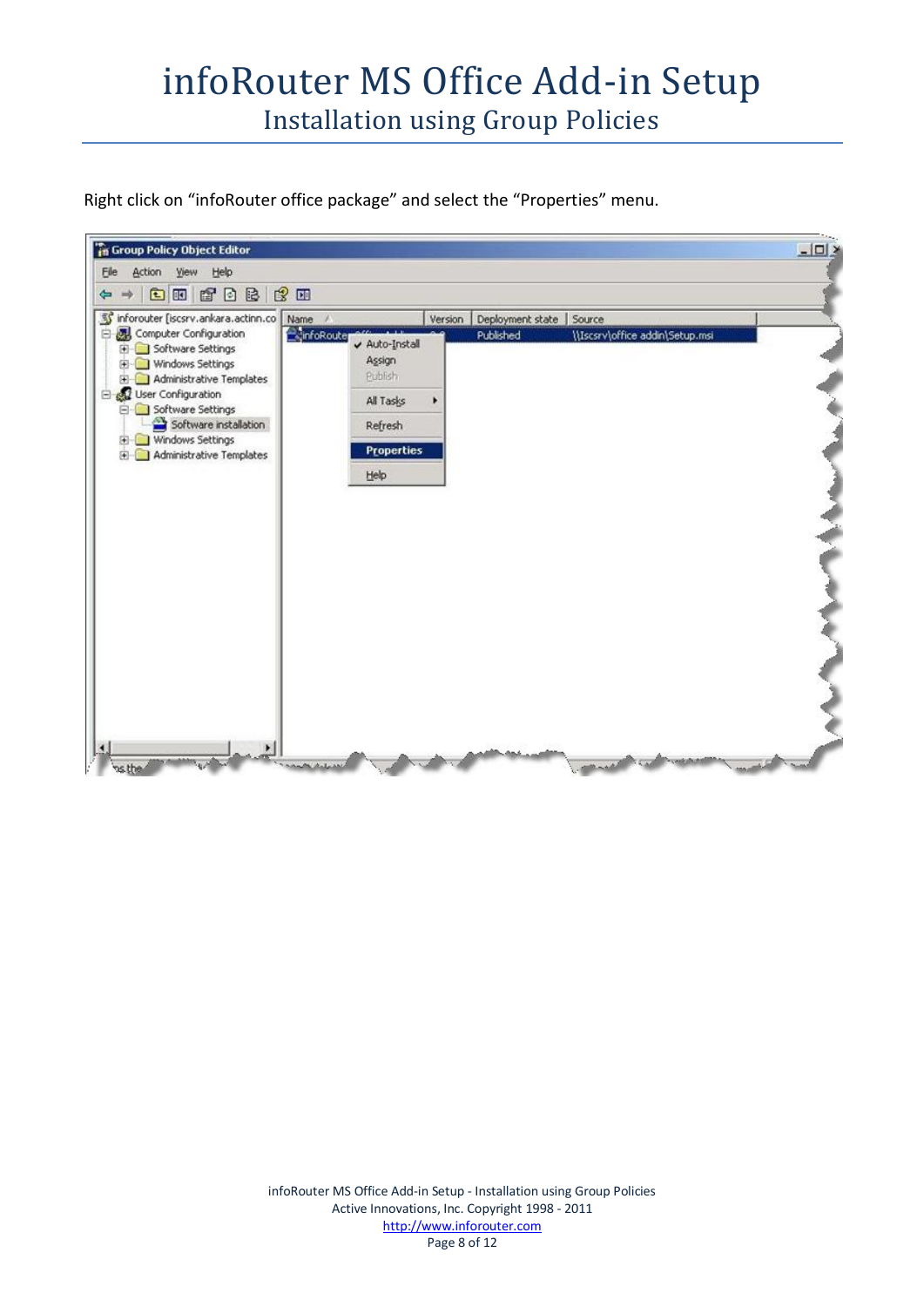Right click on “infoRouter office package” and select the “Properties” menu.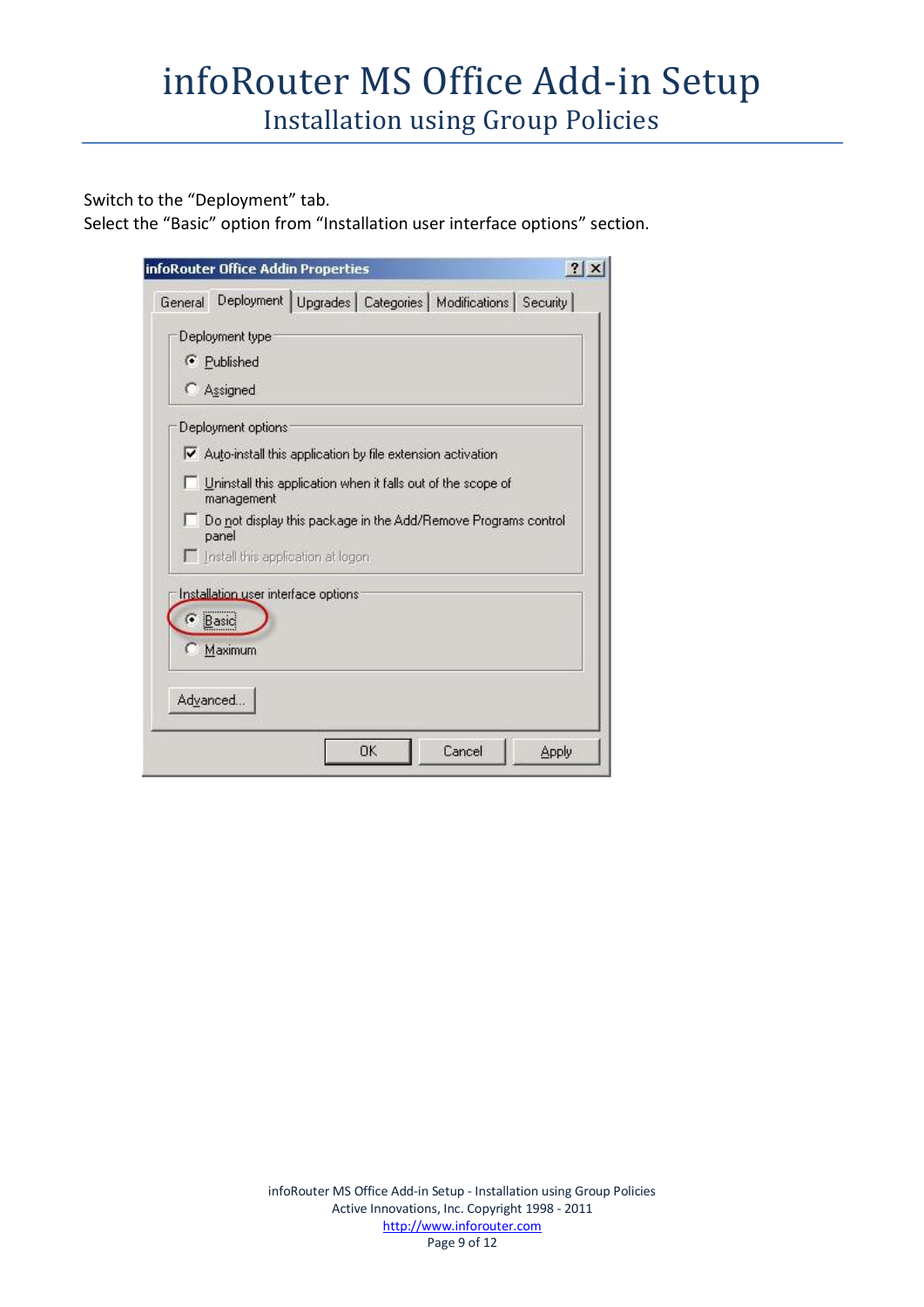Switch to the "Deployment" tab.
Select the "Basic" option from "Installation user interface options" section.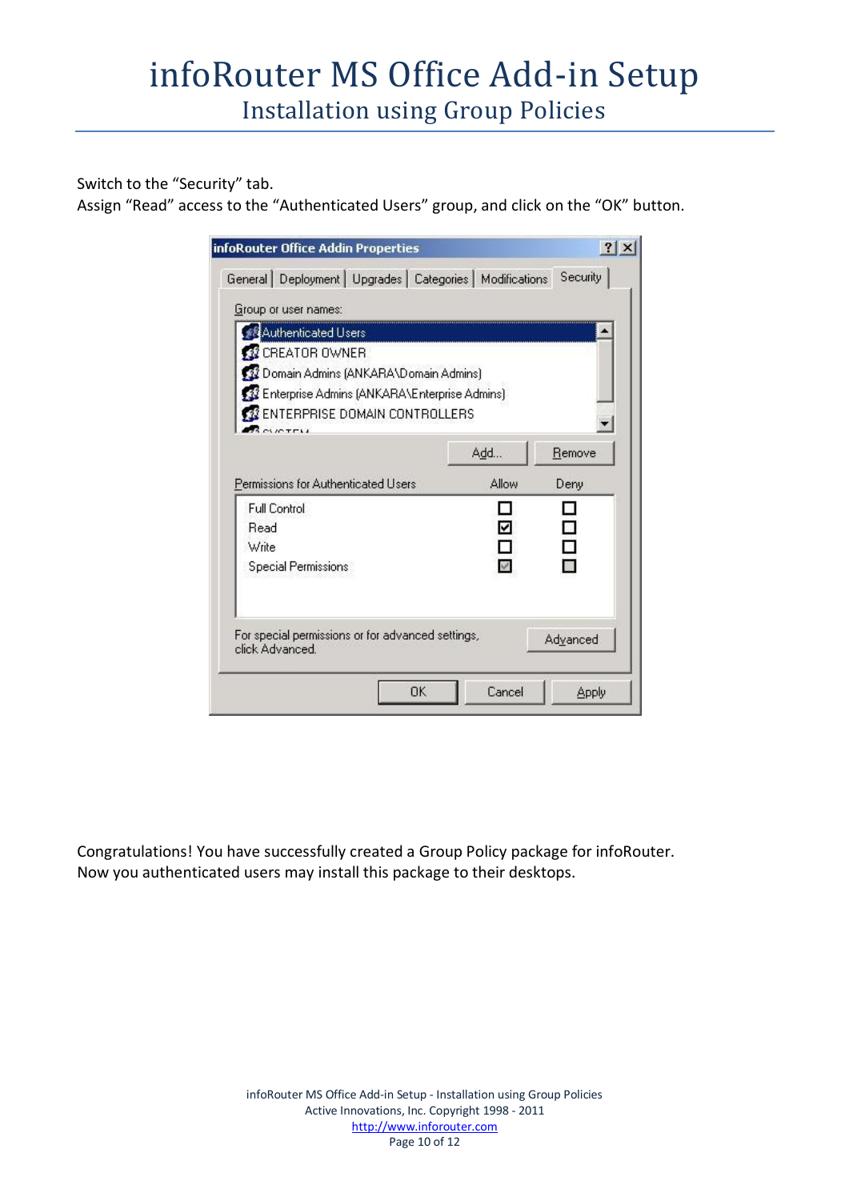Switch to the “Security” tab.
Assign “Read” access to the “Authenticated Users” group, and click on the “OK” button.

Congratulations! You have successfully created a Group Policy package for infoRouter.
Now you authenticated users may install this package to their desktops.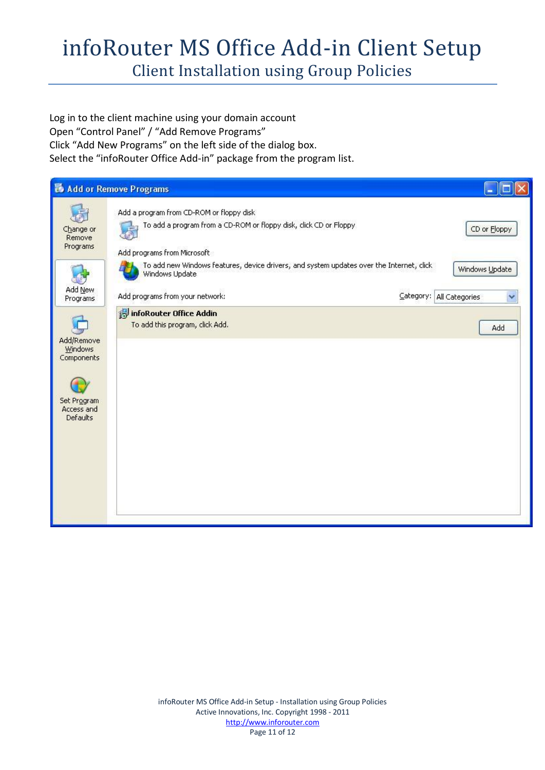# infoRouter MS Office Add-in Client Setup

## Client Installation using Group Policies

Log in to the client machine using your domain account
Open “Control Panel” / “Add Remove Programs”
Click “Add New Programs” on the left side of the dialog box.
Select the “infoRouter Office Add-in” package from the program list.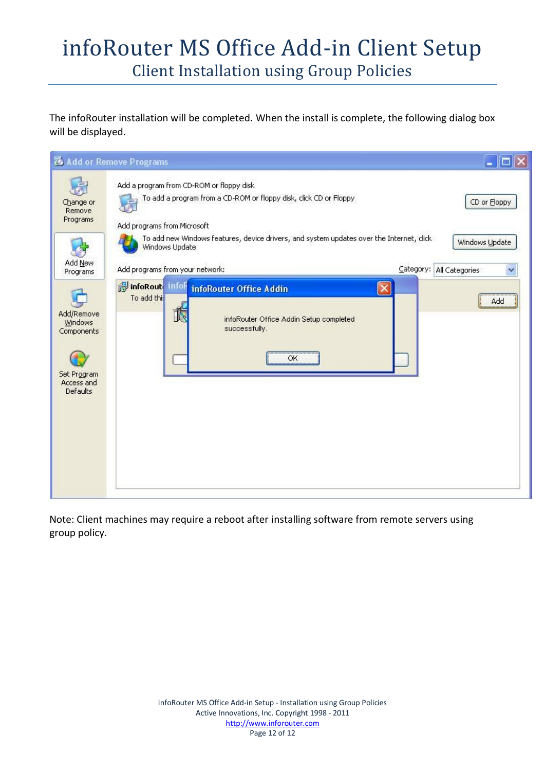# infoRouter MS Office Add-in Client Setup

## Client Installation using Group Policies

The infoRouter installation will be completed. When the install is complete, the following dialog box will be displayed.

Note: Client machines may require a reboot after installing software from remote servers using group policy.